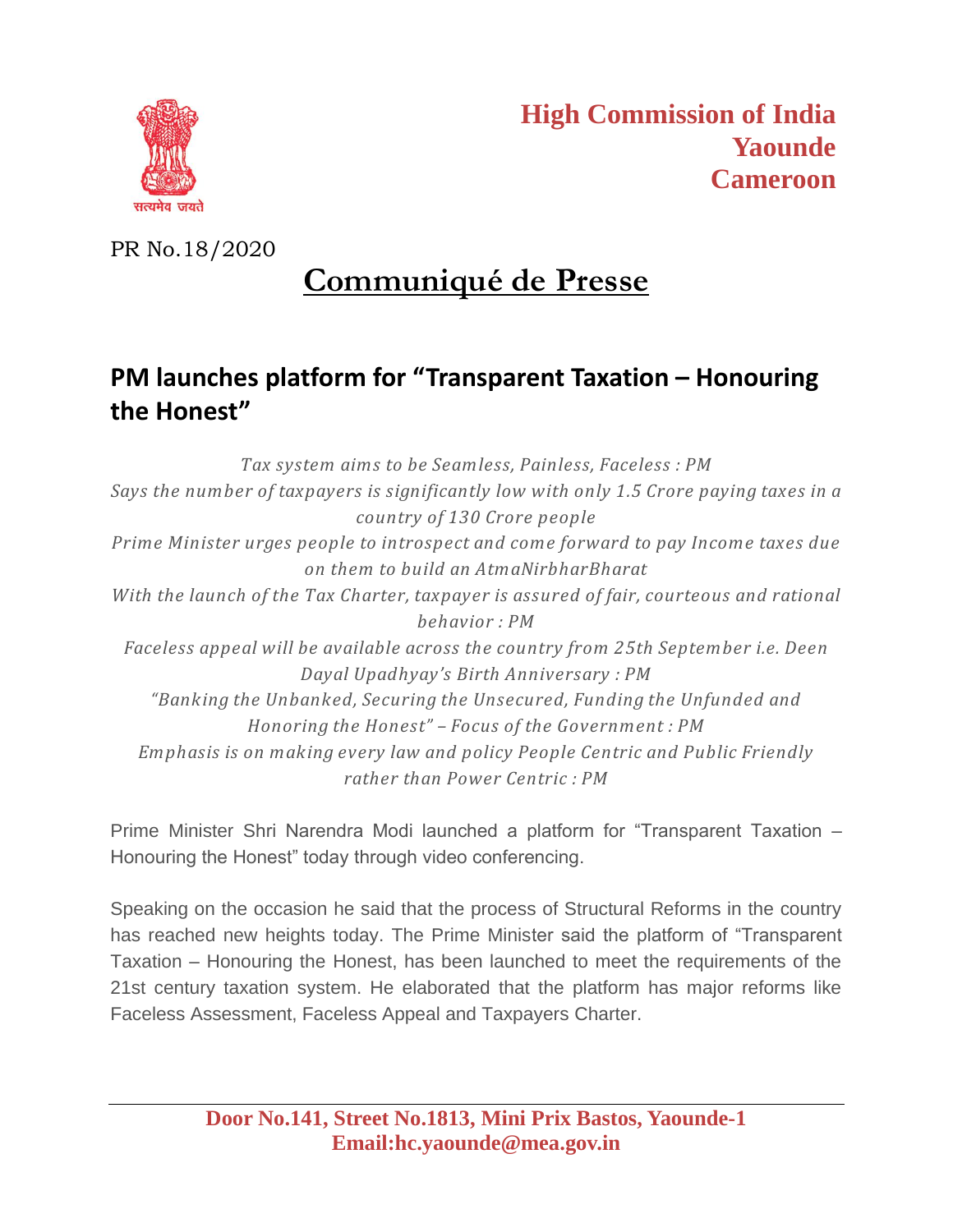**High Commission of India**
**Yaounde**
**Cameroon**

PR No.18/2020

# Communiqué de Presse

## PM launches platform for "Transparent Taxation – Honouring the Honest"

*Tax system aims to be Seamless, Painless, Faceless : PM*
*Says the number of taxpayers is significantly low with only 1.5 Crore paying taxes in a country of 130 Crore people*
*Prime Minister urges people to introspect and come forward to pay Income taxes due on them to build an AtmaNirbharBharat*
*With the launch of the Tax Charter, taxpayer is assured of fair, courteous and rational behavior : PM*
*Faceless appeal will be available across the country from 25th September i.e. Deen Dayal Upadhyay's Birth Anniversary : PM*
*"Banking the Unbanked, Securing the Unsecured, Funding the Unfunded and Honoring the Honest" – Focus of the Government : PM*
*Emphasis is on making every law and policy People Centric and Public Friendly rather than Power Centric : PM*

Prime Minister Shri Narendra Modi launched a platform for "Transparent Taxation – Honouring the Honest" today through video conferencing.

Speaking on the occasion he said that the process of Structural Reforms in the country has reached new heights today. The Prime Minister said the platform of "Transparent Taxation – Honouring the Honest, has been launched to meet the requirements of the 21st century taxation system. He elaborated that the platform has major reforms like Faceless Assessment, Faceless Appeal and Taxpayers Charter.

**Door No.141, Street No.1813, Mini Prix Bastos, Yaounde-1**
**Email:hc.yaounde@mea.gov.in**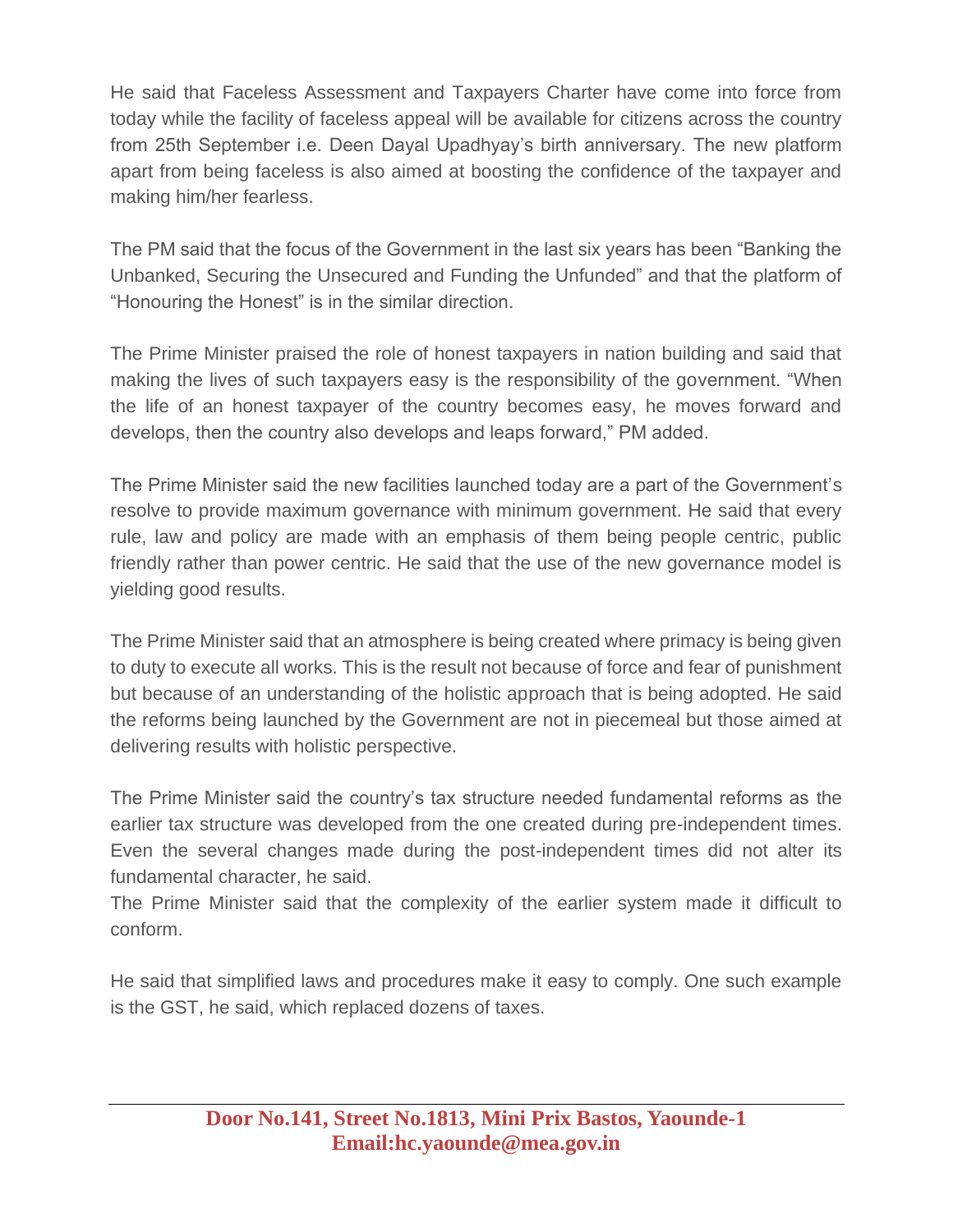He said that Faceless Assessment and Taxpayers Charter have come into force from today while the facility of faceless appeal will be available for citizens across the country from 25th September i.e. Deen Dayal Upadhyay's birth anniversary. The new platform apart from being faceless is also aimed at boosting the confidence of the taxpayer and making him/her fearless.

The PM said that the focus of the Government in the last six years has been "Banking the Unbanked, Securing the Unsecured and Funding the Unfunded" and that the platform of "Honouring the Honest" is in the similar direction.

The Prime Minister praised the role of honest taxpayers in nation building and said that making the lives of such taxpayers easy is the responsibility of the government. "When the life of an honest taxpayer of the country becomes easy, he moves forward and develops, then the country also develops and leaps forward," PM added.

The Prime Minister said the new facilities launched today are a part of the Government's resolve to provide maximum governance with minimum government. He said that every rule, law and policy are made with an emphasis of them being people centric, public friendly rather than power centric. He said that the use of the new governance model is yielding good results.

The Prime Minister said that an atmosphere is being created where primacy is being given to duty to execute all works. This is the result not because of force and fear of punishment but because of an understanding of the holistic approach that is being adopted. He said the reforms being launched by the Government are not in piecemeal but those aimed at delivering results with holistic perspective.

The Prime Minister said the country's tax structure needed fundamental reforms as the earlier tax structure was developed from the one created during pre-independent times. Even the several changes made during the post-independent times did not alter its fundamental character, he said.

The Prime Minister said that the complexity of the earlier system made it difficult to conform.

He said that simplified laws and procedures make it easy to comply. One such example is the GST, he said, which replaced dozens of taxes.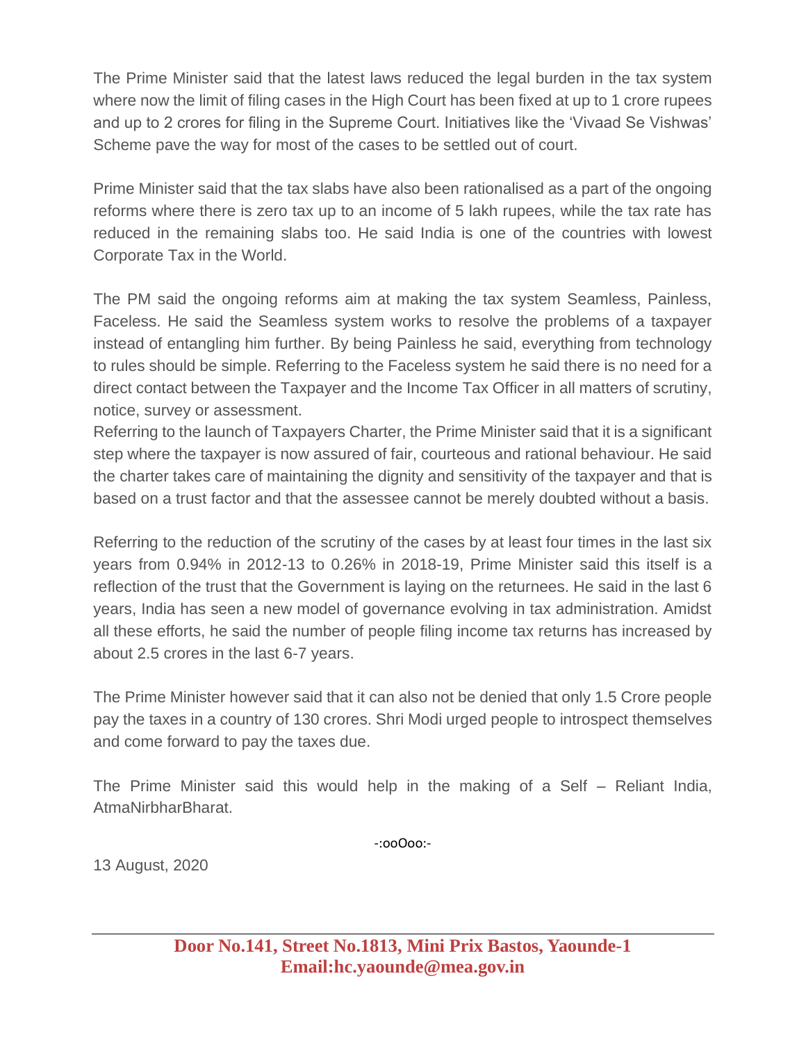The Prime Minister said that the latest laws reduced the legal burden in the tax system where now the limit of filing cases in the High Court has been fixed at up to 1 crore rupees and up to 2 crores for filing in the Supreme Court. Initiatives like the 'Vivaad Se Vishwas' Scheme pave the way for most of the cases to be settled out of court.

Prime Minister said that the tax slabs have also been rationalised as a part of the ongoing reforms where there is zero tax up to an income of 5 lakh rupees, while the tax rate has reduced in the remaining slabs too. He said India is one of the countries with lowest Corporate Tax in the World.

The PM said the ongoing reforms aim at making the tax system Seamless, Painless, Faceless. He said the Seamless system works to resolve the problems of a taxpayer instead of entangling him further. By being Painless he said, everything from technology to rules should be simple. Referring to the Faceless system he said there is no need for a direct contact between the Taxpayer and the Income Tax Officer in all matters of scrutiny, notice, survey or assessment.

Referring to the launch of Taxpayers Charter, the Prime Minister said that it is a significant step where the taxpayer is now assured of fair, courteous and rational behaviour. He said the charter takes care of maintaining the dignity and sensitivity of the taxpayer and that is based on a trust factor and that the assessee cannot be merely doubted without a basis.

Referring to the reduction of the scrutiny of the cases by at least four times in the last six years from 0.94% in 2012-13 to 0.26% in 2018-19, Prime Minister said this itself is a reflection of the trust that the Government is laying on the returnees. He said in the last 6 years, India has seen a new model of governance evolving in tax administration. Amidst all these efforts, he said the number of people filing income tax returns has increased by about 2.5 crores in the last 6-7 years.

The Prime Minister however said that it can also not be denied that only 1.5 Crore people pay the taxes in a country of 130 crores. Shri Modi urged people to introspect themselves and come forward to pay the taxes due.

The Prime Minister said this would help in the making of a Self – Reliant India, AtmaNirbharBharat.

-:ooOoo:-

13 August, 2020

**Door No.141, Street No.1813, Mini Prix Bastos, Yaounde-1**
**Email:hc.yaounde@mea.gov.in**